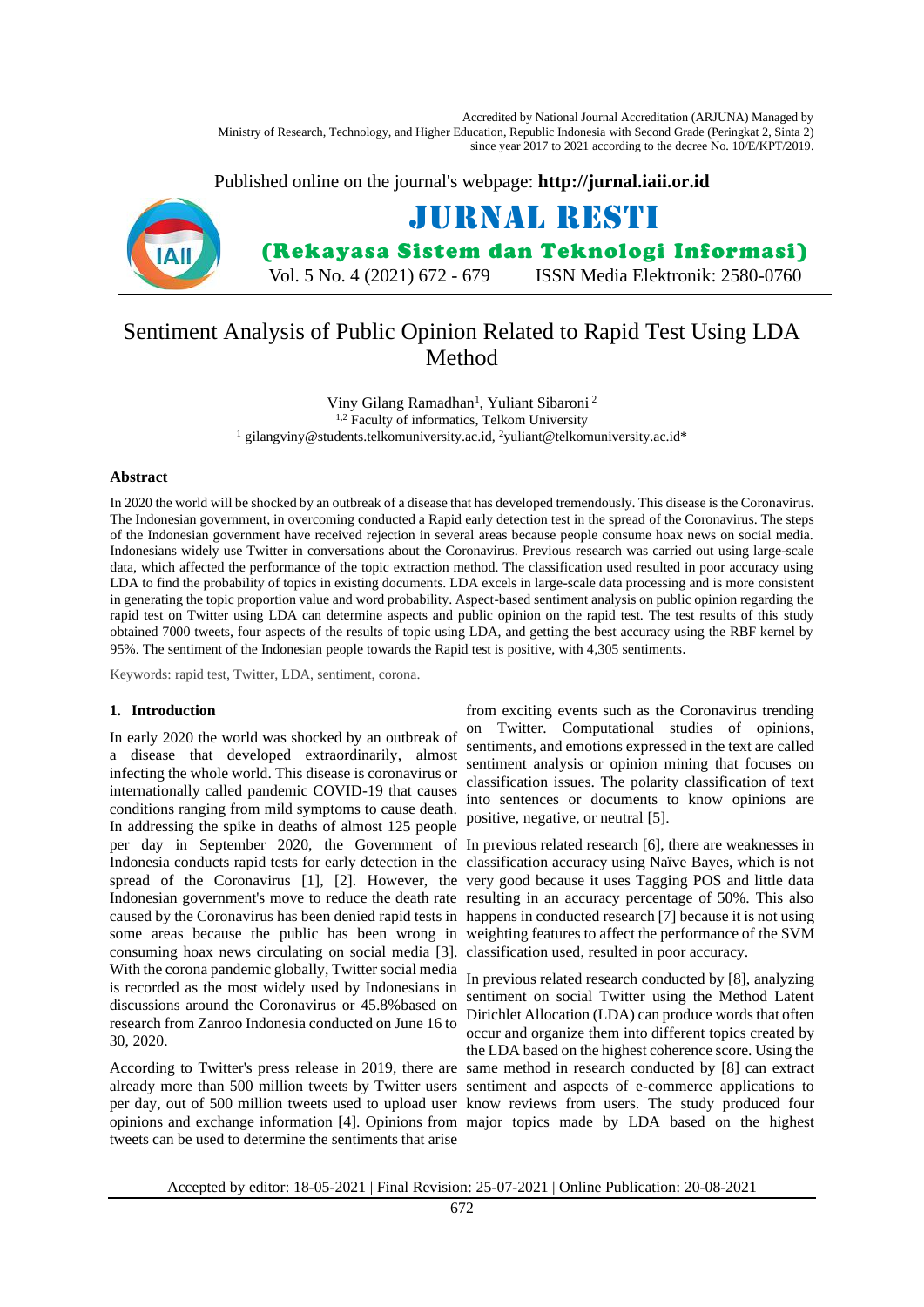# Sentiment Analysis of Public Opinion Related to Rapid Test Using LDA Method

Viny Gilang Ramadhan[1], Yuliant Sibaroni[2]

[1,2] Faculty of informatics, Telkom University

[1] gilangviny@students.telkomuniversity.ac.id, [2]yuliant@telkomuniversity.ac.id*

## Abstract

In 2020 the world will be shocked by an outbreak of a disease that has developed tremendously. This disease is the Coronavirus. The Indonesian government, in overcoming conducted a Rapid early detection test in the spread of the Coronavirus. The steps of the Indonesian government have received rejection in several areas because people consume hoax news on social media. Indonesians widely use Twitter in conversations about the Coronavirus. Previous research was carried out using large-scale data, which affected the performance of the topic extraction method. The classification used resulted in poor accuracy using LDA to find the probability of topics in existing documents. LDA excels in large-scale data processing and is more consistent in generating the topic proportion value and word probability. Aspect-based sentiment analysis on public opinion regarding the rapid test on Twitter using LDA can determine aspects and public opinion on the rapid test. The test results of this study obtained 7000 tweets, four aspects of the results of topic using LDA, and getting the best accuracy using the RBF kernel by 95%. The sentiment of the Indonesian people towards the Rapid test is positive, with 4,305 sentiments.

Keywords: rapid test, Twitter, LDA, sentiment, corona.

## 1. Introduction

In early 2020 the world was shocked by an outbreak of a disease that developed extraordinarily, almost infecting the whole world. This disease is coronavirus or internationally called pandemic COVID-19 that causes conditions ranging from mild symptoms to cause death. In addressing the spike in deaths of almost 125 people per day in September 2020, the Government of Indonesia conducts rapid tests for early detection in the spread of the Coronavirus [1], [2]. However, the Indonesian government's move to reduce the death rate caused by the Coronavirus has been denied rapid tests in some areas because the public has been wrong in consuming hoax news circulating on social media [3]. With the corona pandemic globally, Twitter social media is recorded as the most widely used by Indonesians in discussions around the Coronavirus or 45.8%based on research from Zanroo Indonesia conducted on June 16 to 30, 2020.

According to Twitter's press release in 2019, there are already more than 500 million tweets by Twitter users per day, out of 500 million tweets used to upload user opinions and exchange information [4]. Opinions from tweets can be used to determine the sentiments that arise from exciting events such as the Coronavirus trending on Twitter. Computational studies of opinions, sentiments, and emotions expressed in the text are called sentiment analysis or opinion mining that focuses on classification issues. The polarity classification of text into sentences or documents to know opinions are positive, negative, or neutral [5].

In previous related research [6], there are weaknesses in classification accuracy using Naïve Bayes, which is not very good because it uses Tagging POS and little data resulting in an accuracy percentage of 50%. This also happens in conducted research [7] because it is not using weighting features to affect the performance of the SVM classification used, resulted in poor accuracy.

In previous related research conducted by [8], analyzing sentiment on social Twitter using the Method Latent Dirichlet Allocation (LDA) can produce words that often occur and organize them into different topics created by the LDA based on the highest coherence score. Using the same method in research conducted by [8] can extract sentiment and aspects of e-commerce applications to know reviews from users. The study produced four major topics made by LDA based on the highest

Accepted by editor: 18-05-2021 | Final Revision: 25-07-2021 | Online Publication: 20-08-2021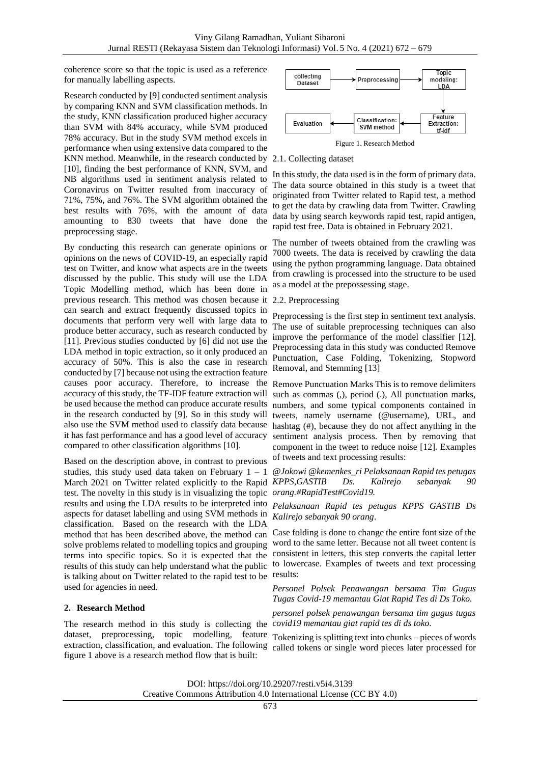coherence score so that the topic is used as a reference for manually labelling aspects.

Research conducted by [9] conducted sentiment analysis by comparing KNN and SVM classification methods. In the study, KNN classification produced higher accuracy than SVM with 84% accuracy, while SVM produced 78% accuracy. But in the study SVM method excels in performance when using extensive data compared to the KNN method. Meanwhile, in the research conducted by [10], finding the best performance of KNN, SVM, and NB algorithms used in sentiment analysis related to Coronavirus on Twitter resulted from inaccuracy of 71%, 75%, and 76%. The SVM algorithm obtained the best results with 76%, with the amount of data amounting to 830 tweets that have done the preprocessing stage.

By conducting this research can generate opinions or opinions on the news of COVID-19, an especially rapid test on Twitter, and know what aspects are in the tweets discussed by the public. This study will use the LDA Topic Modelling method, which has been done in previous research. This method was chosen because it can search and extract frequently discussed topics in documents that perform very well with large data to produce better accuracy, such as research conducted by [11]. Previous studies conducted by [6] did not use the LDA method in topic extraction, so it only produced an accuracy of 50%. This is also the case in research conducted by [7] because not using the extraction feature causes poor accuracy. Therefore, to increase the accuracy of this study, the TF-IDF feature extraction will be used because the method can produce accurate results in the research conducted by [9]. So in this study will also use the SVM method used to classify data because it has fast performance and has a good level of accuracy compared to other classification algorithms [10].

Based on the description above, in contrast to previous studies, this study used data taken on February 1 – 1 March 2021 on Twitter related explicitly to the Rapid test. The novelty in this study is in visualizing the topic results and using the LDA results to be interpreted into aspects for dataset labelling and using SVM methods in classification. Based on the research with the LDA method that has been described above, the method can solve problems related to modelling topics and grouping terms into specific topics. So it is expected that the results of this study can help understand what the public is talking about on Twitter related to the rapid test to be used for agencies in need.

## 2. Research Method

The research method in this study is collecting the dataset, preprocessing, topic modelling, feature extraction, classification, and evaluation. The following figure 1 above is a research method flow that is built:

collecting Dataset → Preprocessing → Topic modeling: LDA → Feature Extraction: tf-idf → Classification: SVM method → Evaluation

Figure 1. Research Method

### 2.1. Collecting dataset

In this study, the data used is in the form of primary data. The data source obtained in this study is a tweet that originated from Twitter related to Rapid test, a method to get the data by crawling data from Twitter. Crawling data by using search keywords rapid test, rapid antigen, rapid test free. Data is obtained in February 2021.

The number of tweets obtained from the crawling was 7000 tweets. The data is received by crawling the data using the python programming language. Data obtained from crawling is processed into the structure to be used as a model at the prepossessing stage.

### 2.2. Preprocessing

Preprocessing is the first step in sentiment text analysis. The use of suitable preprocessing techniques can also improve the performance of the model classifier [12]. Preprocessing data in this study was conducted Remove Punctuation, Case Folding, Tokenizing, Stopword Removal, and Stemming [13]

Remove Punctuation Marks This is to remove delimiters such as commas (,), period (.), All punctuation marks, numbers, and some typical components contained in tweets, namely username (@username), URL, and hashtag (#), because they do not affect anything in the sentiment analysis process. Then by removing that component in the tweet to reduce noise [12]. Examples of tweets and text processing results:

*@Jokowi @kemenkes_ri Pelaksanaan Rapid tes petugas KPPS,GASTIB Ds. Kalirejo sebanyak 90 orang.#RapidTest#Covid19.*

*Pelaksanaan Rapid tes petugas KPPS GASTIB Ds Kalirejo sebanyak 90 orang*.

Case folding is done to change the entire font size of the word to the same letter. Because not all tweet content is consistent in letters, this step converts the capital letter to lowercase. Examples of tweets and text processing results:

*Personel Polsek Penawangan bersama Tim Gugus Tugas Covid-19 memantau Giat Rapid Tes di Ds Toko.*

*personel polsek penawangan bersama tim gugus tugas covid19 memantau giat rapid tes di ds toko.*

Tokenizing is splitting text into chunks – pieces of words called tokens or single word pieces later processed for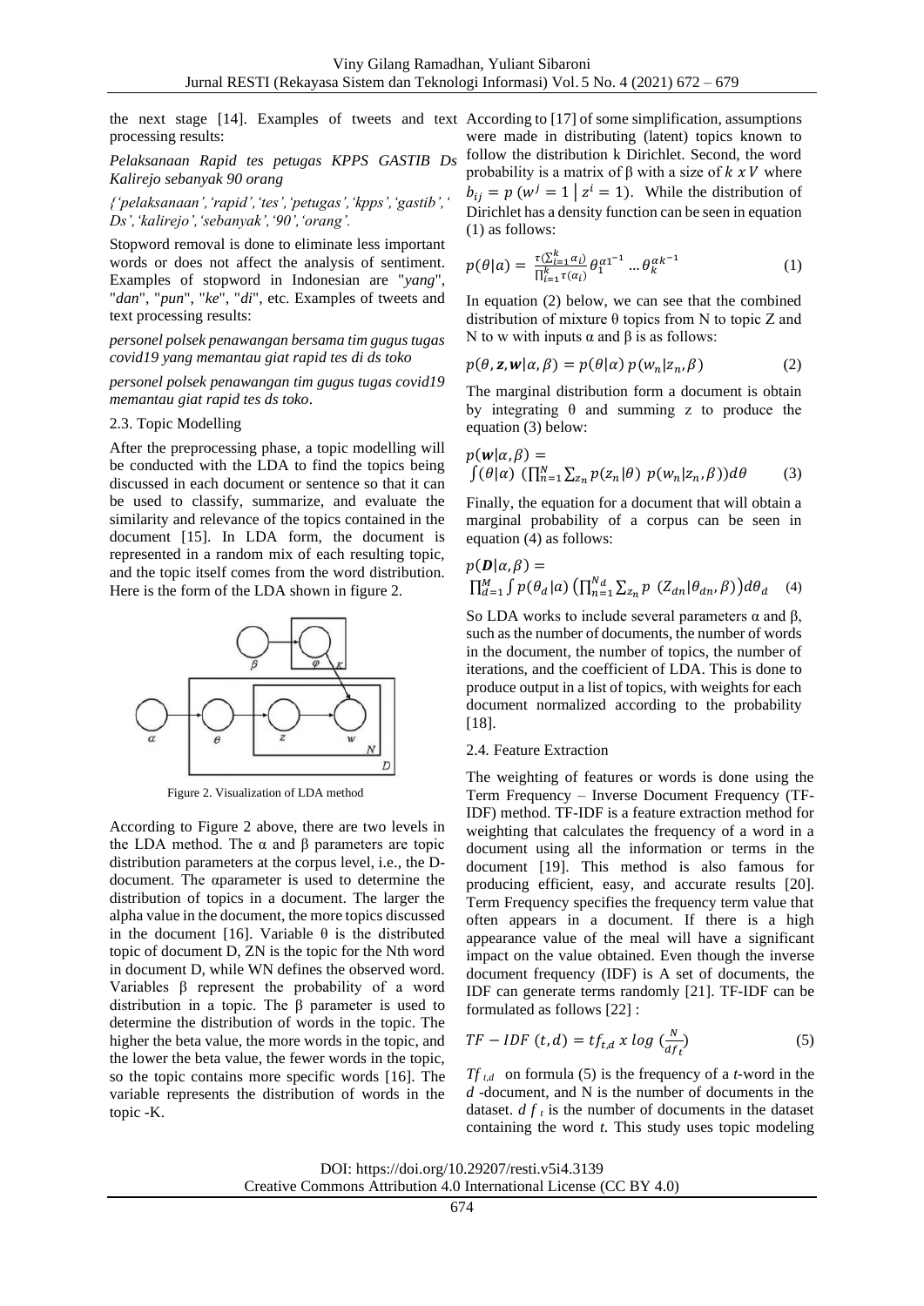the next stage [14]. Examples of tweets and text processing results:

*Pelaksanaan Rapid tes petugas KPPS GASTIB Ds Kalirejo sebanyak 90 orang*

*{'pelaksanaan','rapid','tes','petugas','kpps','gastib',' Ds','kalirejo','sebanyak','90','orang'.*

Stopword removal is done to eliminate less important words or does not affect the analysis of sentiment. Examples of stopword in Indonesian are "*yang*", "*dan*", "*pun*", "*ke*", "*di*", etc. Examples of tweets and text processing results:

*personel polsek penawangan bersama tim gugus tugas covid19 yang memantau giat rapid tes di ds toko*

*personel polsek penawangan tim gugus tugas covid19 memantau giat rapid tes ds toko*.

### 2.3. Topic Modelling

After the preprocessing phase, a topic modelling will be conducted with the LDA to find the topics being discussed in each document or sentence so that it can be used to classify, summarize, and evaluate the similarity and relevance of the topics contained in the document [15]. In LDA form, the document is represented in a random mix of each resulting topic, and the topic itself comes from the word distribution. Here is the form of the LDA shown in figure 2.

Figure 2. Visualization of LDA method

According to Figure 2 above, there are two levels in the LDA method. The α and β parameters are topic distribution parameters at the corpus level, i.e., the D-document. The αparameter is used to determine the distribution of topics in a document. The larger the alpha value in the document, the more topics discussed in the document [16]. Variable θ is the distributed topic of document D, ZN is the topic for the Nth word in document D, while WN defines the observed word. Variables β represent the probability of a word distribution in a topic. The β parameter is used to determine the distribution of words in the topic. The higher the beta value, the more words in the topic, and the lower the beta value, the fewer words in the topic, so the topic contains more specific words [16]. The variable represents the distribution of words in the topic -K.

According to [17] of some simplification, assumptions were made in distributing (latent) topics known to follow the distribution k Dirichlet. Second, the word probability is a matrix of β with a size of $k \ x \ V$ where $b_{ij} = p\ (w^j = 1 \mid z^i = 1)$. While the distribution of Dirichlet has a density function can be seen in equation (1) as follows:

$$p(\theta|a) = \frac{\tau(\sum_{i=1}^{k} \alpha_i)}{\prod_{i=1}^{k} \tau(\alpha_i)} \theta_1^{\alpha 1^{-1}} \dots \theta_k^{\alpha k^{-1}} \quad (1)$$

In equation (2) below, we can see that the combined distribution of mixture θ topics from N to topic Z and N to w with inputs α and β is as follows:

$$p(\theta, \boldsymbol{z}, \boldsymbol{w}|\alpha, \beta) = p(\theta|\alpha)\ p(w_n|z_n, \beta) \quad (2)$$

The marginal distribution form a document is obtain by integrating θ and summing z to produce the equation (3) below:

$$p(\boldsymbol{w}|\alpha, \beta) = \int(\theta|\alpha)\ (\textstyle\prod_{n=1}^{N} \sum_{z_n} p(z_n|\theta)\ p(w_n|z_n, \beta))d\theta \quad (3)$$

Finally, the equation for a document that will obtain a marginal probability of a corpus can be seen in equation (4) as follows:

$$p(\boldsymbol{D}|\alpha, \beta) = \textstyle\prod_{d=1}^{M} \int p(\theta_d|a) \left(\prod_{n=1}^{N_d} \sum_{z_n} p\ (Z_{dn}|\theta_{dn}, \beta)\right) d\theta_d \quad (4)$$

So LDA works to include several parameters α and β, such as the number of documents, the number of words in the document, the number of topics, the number of iterations, and the coefficient of LDA. This is done to produce output in a list of topics, with weights for each document normalized according to the probability [18].

### 2.4. Feature Extraction

The weighting of features or words is done using the Term Frequency – Inverse Document Frequency (TF-IDF) method. TF-IDF is a feature extraction method for weighting that calculates the frequency of a word in a document using all the information or terms in the document [19]. This method is also famous for producing efficient, easy, and accurate results [20]. Term Frequency specifies the frequency term value that often appears in a document. If there is a high appearance value of the meal will have a significant impact on the value obtained. Even though the inverse document frequency (IDF) is A set of documents, the IDF can generate terms randomly [21]. TF-IDF can be formulated as follows [22] :

$$TF - IDF\ (t, d) = tf_{t,d}\ x\ log\ (\frac{N}{df_t}) \quad (5)$$

$Tf_{t,d}$ on formula (5) is the frequency of a *t*-word in the *d* -document, and N is the number of documents in the dataset. $df_t$ is the number of documents in the dataset containing the word *t*. This study uses topic modeling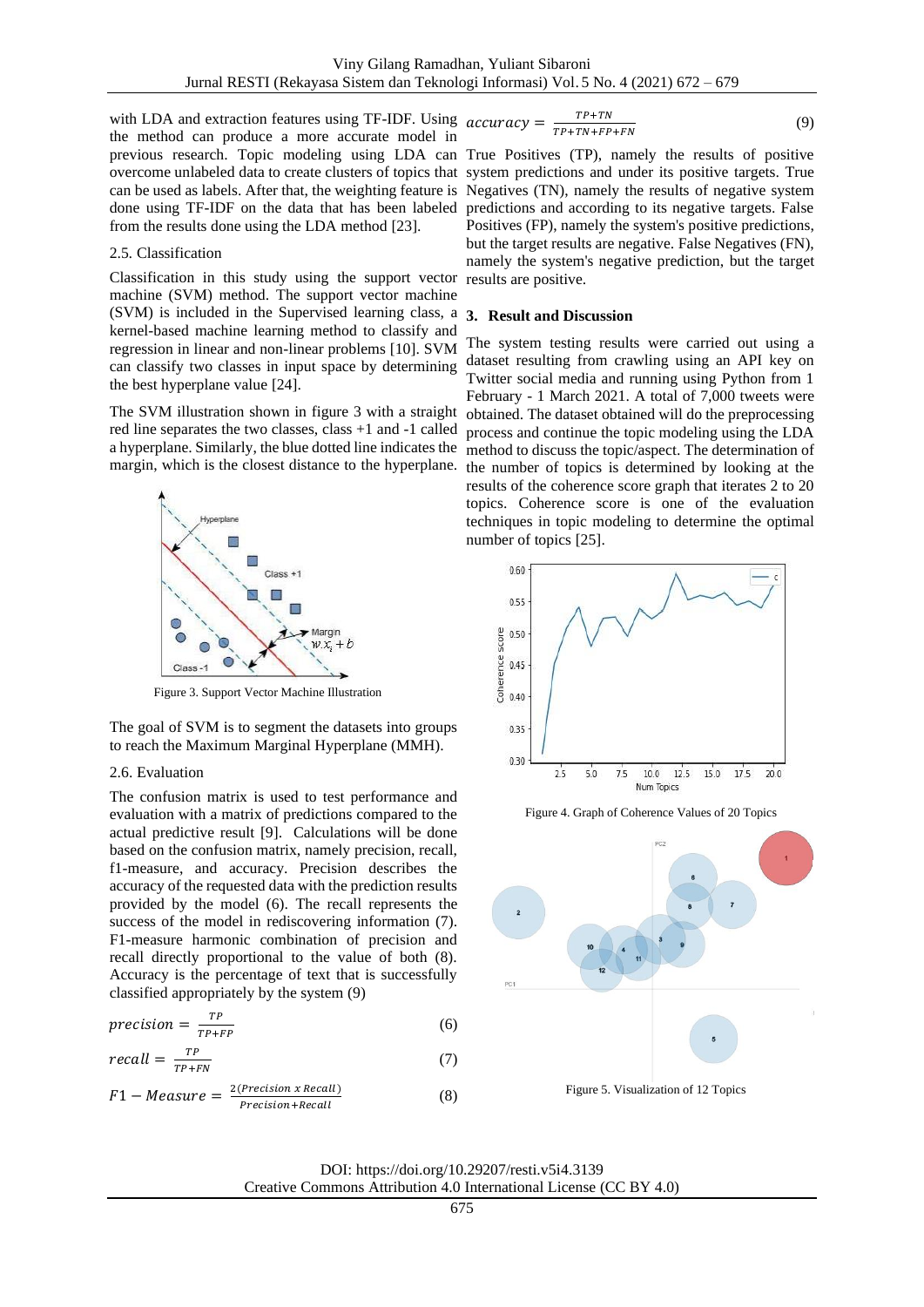with LDA and extraction features using TF-IDF. Using the method can produce a more accurate model in previous research. Topic modeling using LDA can overcome unlabeled data to create clusters of topics that can be used as labels. After that, the weighting feature is done using TF-IDF on the data that has been labeled from the results done using the LDA method [23].

### 2.5. Classification

Classification in this study using the support vector machine (SVM) method. The support vector machine (SVM) is included in the Supervised learning class, a kernel-based machine learning method to classify and regression in linear and non-linear problems [10]. SVM can classify two classes in input space by determining the best hyperplane value [24].

The SVM illustration shown in figure 3 with a straight red line separates the two classes, class +1 and -1 called a hyperplane. Similarly, the blue dotted line indicates the margin, which is the closest distance to the hyperplane.

Figure 3. Support Vector Machine Illustration

The goal of SVM is to segment the datasets into groups to reach the Maximum Marginal Hyperplane (MMH).

### 2.6. Evaluation

The confusion matrix is used to test performance and evaluation with a matrix of predictions compared to the actual predictive result [9]. Calculations will be done based on the confusion matrix, namely precision, recall, f1-measure, and accuracy. Precision describes the accuracy of the requested data with the prediction results provided by the model (6). The recall represents the success of the model in rediscovering information (7). F1-measure harmonic combination of precision and recall directly proportional to the value of both (8). Accuracy is the percentage of text that is successfully classified appropriately by the system (9)

$$precision = \frac{TP}{TP+FP} \tag{6}$$

$$recall = \frac{TP}{TP+FN} \tag{7}$$

$$F1 - Measure = \frac{2(Precision \ x \ Recall)}{Precision+Recall} \tag{8}$$

$$accuracy = \frac{TP+TN}{TP+TN+FP+FN} \tag{9}$$

True Positives (TP), namely the results of positive system predictions and under its positive targets. True Negatives (TN), namely the results of negative system predictions and according to its negative targets. False Positives (FP), namely the system's positive predictions, but the target results are negative. False Negatives (FN), namely the system's negative prediction, but the target results are positive.

## 3. Result and Discussion

The system testing results were carried out using a dataset resulting from crawling using an API key on Twitter social media and running using Python from 1 February - 1 March 2021. A total of 7,000 tweets were obtained. The dataset obtained will do the preprocessing process and continue the topic modeling using the LDA method to discuss the topic/aspect. The determination of the number of topics is determined by looking at the results of the coherence score graph that iterates 2 to 20 topics. Coherence score is one of the evaluation techniques in topic modeling to determine the optimal number of topics [25].

Figure 4. Graph of Coherence Values of 20 Topics

Figure 5. Visualization of 12 Topics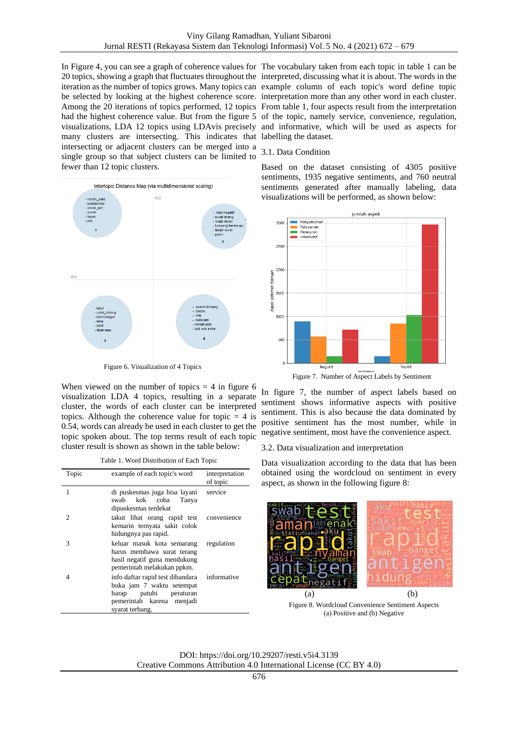In Figure 4, you can see a graph of coherence values for 20 topics, showing a graph that fluctuates throughout the iteration as the number of topics grows. Many topics can be selected by looking at the highest coherence score. Among the 20 iterations of topics performed, 12 topics had the highest coherence value. But from the figure 5 visualizations, LDA 12 topics using LDAvis precisely many clusters are intersecting. This indicates that intersecting or adjacent clusters can be merged into a single group so that subject clusters can be limited to fewer than 12 topic clusters.

Figure 6. Visualization of 4 Topics

When viewed on the number of topics = 4 in figure 6 visualization LDA 4 topics, resulting in a separate cluster, the words of each cluster can be interpreted topics. Although the coherence value for topic = 4 is 0.54, words can be used in each cluster to get the topic spoken about. The top terms result of each topic cluster result is shown as shown in the table below:

Table 1. Word Distribution of Each Topic

| Topic | example of each topic's word | interpretation of topic |
|---|---|---|
| 1 | di puskesmas juga bisa layani swab kok coba Tanya dipuskesmas terdekat | service |
| 2 | takut lihat orang rapid test kemarin ternyata sakit colok hidungnya pas rapid. | convenience |
| 3 | keluar masuk kota semarang harus membawa surat terang hasil negatif guna mendukung pemerintah melakukan ppkm. | regulation |
| 4 | info daftar rapid test dibandara buka jam 7 waktu setempat harap patuhi peraturan pemerintah karena menjadi syarat terbang. | informative |

The vocabulary taken from each topic in table 1 can be interpreted, discussing what it is about. The words in the example column of each topic's word define topic interpretation more than any other word in each cluster. From table 1, four aspects result from the interpretation of the topic, namely service, convenience, regulation, and informative, which will be used as aspects for labelling the dataset.

### 3.1. Data Condition

Based on the dataset consisting of 4305 positive sentiments, 1935 negative sentiments, and 760 neutral sentiments generated after manually labeling, data visualizations will be performed, as shown below:

Figure 7. Number of Aspect Labels by Sentiment

In figure 7, the number of aspect labels based on sentiment shows informative aspects with positive sentiment. This is also because the data dominated by positive sentiment has the most number, while in negative sentiment, most have the convenience aspect.

### 3.2. Data visualization and interpretation

Data visualization according to the data that has been obtained using the wordcloud on sentiment in every aspect, as shown in the following figure 8:

(a) (b)

Figure 8. Wordcloud Convenience Sentiment Aspects
(a) Positive and (b) Negative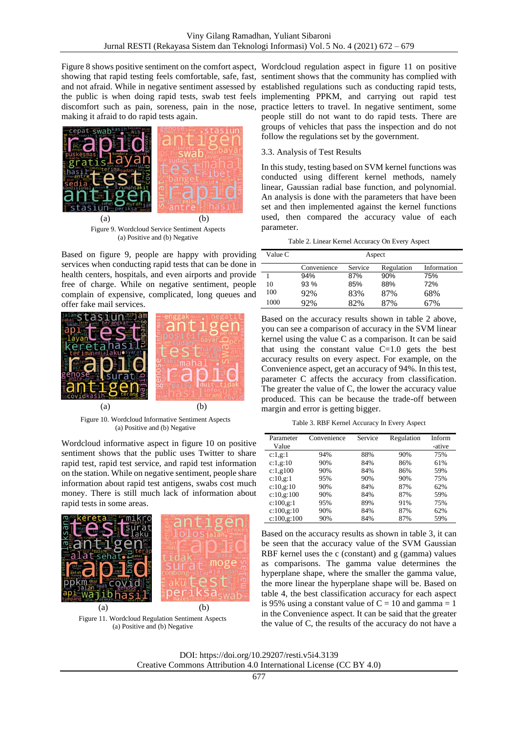Figure 8 shows positive sentiment on the comfort aspect, showing that rapid testing feels comfortable, safe, fast, and not afraid. While in negative sentiment assessed by the public is when doing rapid tests, swab test feels discomfort such as pain, soreness, pain in the nose, making it afraid to do rapid tests again.

Figure 9. Wordcloud Service Sentiment Aspects
(a) Positive and (b) Negative

Based on figure 9, people are happy with providing services when conducting rapid tests that can be done in health centers, hospitals, and even airports and provide free of charge. While on negative sentiment, people complain of expensive, complicated, long queues and offer fake mail services.

Figure 10. Wordcloud Informative Sentiment Aspects
(a) Positive and (b) Negative

Wordcloud informative aspect in figure 10 on positive sentiment shows that the public uses Twitter to share rapid test, rapid test service, and rapid test information on the station. While on negative sentiment, people share information about rapid test antigens, swabs cost much money. There is still much lack of information about rapid tests in some areas.

Figure 11. Wordcloud Regulation Sentiment Aspects
(a) Positive and (b) Negative

Wordcloud regulation aspect in figure 11 on positive sentiment shows that the community has complied with established regulations such as conducting rapid tests, implementing PPKM, and carrying out rapid test practice letters to travel. In negative sentiment, some people still do not want to do rapid tests. There are groups of vehicles that pass the inspection and do not follow the regulations set by the government.

### 3.3. Analysis of Test Results

In this study, testing based on SVM kernel functions was conducted using different kernel methods, namely linear, Gaussian radial base function, and polynomial. An analysis is done with the parameters that have been set and then implemented against the kernel functions used, then compared the accuracy value of each parameter.

Table 2. Linear Kernel Accuracy On Every Aspect

| Value C | Aspect | | | |
|---|---|---|---|---|
| | Convenience | Service | Regulation | Information |
| 1 | 94% | 87% | 90% | 75% |
| 10 | 93 % | 85% | 88% | 72% |
| 100 | 92% | 83% | 87% | 68% |
| 1000 | 92% | 82% | 87% | 67% |

Based on the accuracy results shown in table 2 above, you can see a comparison of accuracy in the SVM linear kernel using the value C as a comparison. It can be said that using the constant value C=1.0 gets the best accuracy results on every aspect. For example, on the Convenience aspect, get an accuracy of 94%. In this test, parameter C affects the accuracy from classification. The greater the value of C, the lower the accuracy value produced. This can be because the trade-off between margin and error is getting bigger.

Table 3. RBF Kernel Accuracy In Every Aspect

| Parameter Value | Convenience | Service | Regulation | Inform -ative |
|---|---|---|---|---|
| c:1,g:1 | 94% | 88% | 90% | 75% |
| c:1,g:10 | 90% | 84% | 86% | 61% |
| c:1,g100 | 90% | 84% | 86% | 59% |
| c:10,g:1 | 95% | 90% | 90% | 75% |
| c:10,g:10 | 90% | 84% | 87% | 62% |
| c:10,g:100 | 90% | 84% | 87% | 59% |
| c:100,g:1 | 95% | 89% | 91% | 75% |
| c:100,g:10 | 90% | 84% | 87% | 62% |
| c:100,g:100 | 90% | 84% | 87% | 59% |

Based on the accuracy results as shown in table 3, it can be seen that the accuracy value of the SVM Gaussian RBF kernel uses the c (constant) and g (gamma) values as comparisons. The gamma value determines the hyperplane shape, where the smaller the gamma value, the more linear the hyperplane shape will be. Based on table 4, the best classification accuracy for each aspect is 95% using a constant value of C = 10 and gamma = 1 in the Convenience aspect. It can be said that the greater the value of C, the results of the accuracy do not have a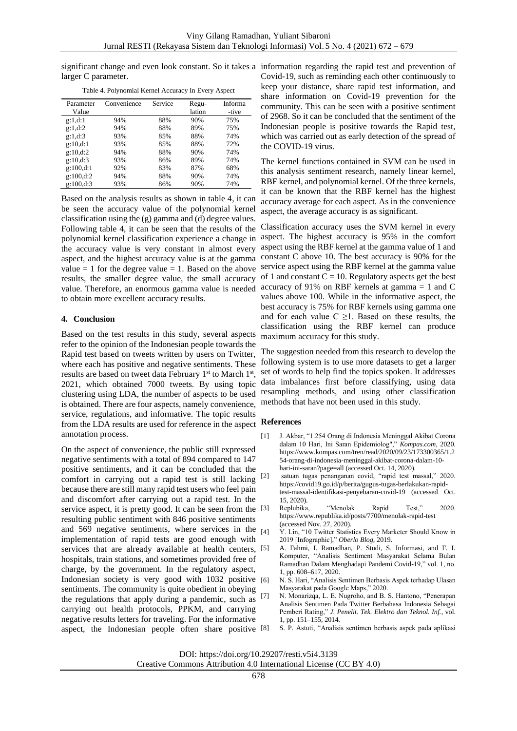significant change and even look constant. So it takes a larger C parameter.

Table 4. Polynomial Kernel Accuracy In Every Aspect

| Parameter Value | Convenience | Service | Regu-lation | Informa-tive |
|---|---|---|---|---|
| g:1,d:1 | 94% | 88% | 90% | 75% |
| g:1,d:2 | 94% | 88% | 89% | 75% |
| g:1,d:3 | 93% | 85% | 88% | 74% |
| g:10,d:1 | 93% | 85% | 88% | 72% |
| g:10,d:2 | 94% | 88% | 90% | 74% |
| g:10,d:3 | 93% | 86% | 89% | 74% |
| g:100,d:1 | 92% | 83% | 87% | 68% |
| g:100,d:2 | 94% | 88% | 90% | 74% |
| g:100,d:3 | 93% | 86% | 90% | 74% |

Based on the analysis results as shown in table 4, it can be seen the accuracy value of the polynomial kernel classification using the (g) gamma and (d) degree values. Following table 4, it can be seen that the results of the polynomial kernel classification experience a change in the accuracy value is very constant in almost every aspect, and the highest accuracy value is at the gamma value = 1 for the degree value = 1. Based on the above results, the smaller degree value, the small accuracy value. Therefore, an enormous gamma value is needed to obtain more excellent accuracy results.

## 4. Conclusion

Based on the test results in this study, several aspects refer to the opinion of the Indonesian people towards the Rapid test based on tweets written by users on Twitter, where each has positive and negative sentiments. These results are based on tweet data February 1st to March 1st, 2021, which obtained 7000 tweets. By using topic clustering using LDA, the number of aspects to be used is obtained. There are four aspects, namely convenience, service, regulations, and informative. The topic results from the LDA results are used for reference in the aspect annotation process.

On the aspect of convenience, the public still expressed negative sentiments with a total of 894 compared to 147 positive sentiments, and it can be concluded that the comfort in carrying out a rapid test is still lacking because there are still many rapid test users who feel pain and discomfort after carrying out a rapid test. In the service aspect, it is pretty good. It can be seen from the resulting public sentiment with 846 positive sentiments and 569 negative sentiments, where services in the implementation of rapid tests are good enough with services that are already available at health centers, hospitals, train stations, and sometimes provided free of charge, by the government. In the regulatory aspect, Indonesian society is very good with 1032 positive sentiments. The community is quite obedient in obeying the regulations that apply during a pandemic, such as carrying out health protocols, PPKM, and carrying negative results letters for traveling. For the informative aspect, the Indonesian people often share positive information regarding the rapid test and prevention of Covid-19, such as reminding each other continuously to keep your distance, share rapid test information, and share information on Covid-19 prevention for the community. This can be seen with a positive sentiment of 2968. So it can be concluded that the sentiment of the Indonesian people is positive towards the Rapid test, which was carried out as early detection of the spread of the COVID-19 virus.

The kernel functions contained in SVM can be used in this analysis sentiment research, namely linear kernel, RBF kernel, and polynomial kernel. Of the three kernels, it can be known that the RBF kernel has the highest accuracy average for each aspect. As in the convenience aspect, the average accuracy is as significant.

Classification accuracy uses the SVM kernel in every aspect. The highest accuracy is 95% in the comfort aspect using the RBF kernel at the gamma value of 1 and constant C above 10. The best accuracy is 90% for the service aspect using the RBF kernel at the gamma value of 1 and constant C = 10. Regulatory aspects get the best accuracy of 91% on RBF kernels at gamma = 1 and C values above 100. While in the informative aspect, the best accuracy is 75% for RBF kernels using gamma one and for each value C ≥1. Based on these results, the classification using the RBF kernel can produce maximum accuracy for this study.

The suggestion needed from this research to develop the following system is to use more datasets to get a larger set of words to help find the topics spoken. It addresses data imbalances first before classifying, using data resampling methods, and using other classification methods that have not been used in this study.

## References

[1] J. Akbar, "1.254 Orang di Indonesia Meninggal Akibat Corona dalam 10 Hari, Ini Saran Epidemiolog"," *Kompas.com*, 2020. https://www.kompas.com/tren/read/2020/09/23/173300365/1.254-orang-di-indonesia-meninggal-akibat-corona-dalam-10-hari-ini-saran?page=all (accessed Oct. 14, 2020).

[2] satuan tugas penanganan covid, "rapid test massal," 2020. https://covid19.go.id/p/berita/gugus-tugas-berlakukan-rapid-test-massal-identifikasi-penyebaran-covid-19 (accessed Oct. 15, 2020).

[3] Replubika, "Menolak Rapid Test," 2020. https://www.republika.id/posts/7700/menolak-rapid-test (accessed Nov. 27, 2020).

[4] Y. Lin, "10 Twitter Statistics Every Marketer Should Know in 2019 [Infographic]," *Oberlo Blog*, 2019.

[5] A. Fahmi, I. Ramadhan, P. Studi, S. Informasi, and F. I. Komputer, "Analisis Sentiment Masyarakat Selama Bulan Ramadhan Dalam Menghadapi Pandemi Covid-19," vol. 1, no. 1, pp. 608–617, 2020.

[6] N. S. Hari, "Analisis Sentimen Berbasis Aspek terhadap Ulasan Masyarakat pada Google Maps," 2020.

[7] N. Monarizqa, L. E. Nugroho, and B. S. Hantono, "Penerapan Analisis Sentimen Pada Twitter Berbahasa Indonesia Sebagai Pemberi Rating," *J. Penelit. Tek. Elektro dan Teknol. Inf.*, vol. 1, pp. 151–155, 2014.

[8] S. P. Astuti, "Analisis sentimen berbasis aspek pada aplikasi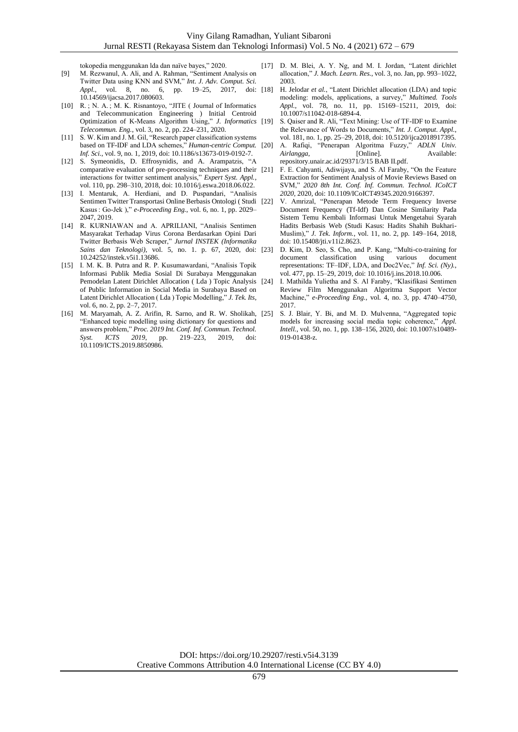tokopedia menggunakan lda dan naïve bayes," 2020.

[9] M. Rezwanul, A. Ali, and A. Rahman, "Sentiment Analysis on Twitter Data using KNN and SVM," *Int. J. Adv. Comput. Sci. Appl.*, vol. 8, no. 6, pp. 19–25, 2017, doi: 10.14569/ijacsa.2017.080603.

[10] R. ; N. A. ; M. K. Risnantoyo, "JITE ( Journal of Informatics and Telecommunication Engineering ) Initial Centroid Optimization of K-Means Algorithm Using," *J. Informatics Telecommun. Eng.*, vol. 3, no. 2, pp. 224–231, 2020.

[11] S. W. Kim and J. M. Gil, "Research paper classification systems based on TF-IDF and LDA schemes," *Human-centric Comput. Inf. Sci.*, vol. 9, no. 1, 2019, doi: 10.1186/s13673-019-0192-7.

[12] S. Symeonidis, D. Effrosynidis, and A. Arampatzis, "A comparative evaluation of pre-processing techniques and their interactions for twitter sentiment analysis," *Expert Syst. Appl.*, vol. 110, pp. 298–310, 2018, doi: 10.1016/j.eswa.2018.06.022.

[13] I. Mentaruk, A. Herdiani, and D. Puspandari, "Analisis Sentimen Twitter Transportasi Online Berbasis Ontologi ( Studi Kasus : Go-Jek )," *e-Proceeding Eng.*, vol. 6, no. 1, pp. 2029–2047, 2019.

[14] R. KURNIAWAN and A. APRILIANI, "Analisis Sentimen Masyarakat Terhadap Virus Corona Berdasarkan Opini Dari Twitter Berbasis Web Scraper," *Jurnal INSTEK (Informatika Sains dan Teknologi)*, vol. 5, no. 1. p. 67, 2020, doi: 10.24252/instek.v5i1.13686.

[15] I. M. K. B. Putra and R. P. Kusumawardani, "Analisis Topik Informasi Publik Media Sosial Di Surabaya Menggunakan Pemodelan Latent Dirichlet Allocation ( Lda ) Topic Analysis of Public Information in Social Media in Surabaya Based on Latent Dirichlet Allocation ( Lda ) Topic Modelling," *J. Tek. Its*, vol. 6, no. 2, pp. 2–7, 2017.

[16] M. Maryamah, A. Z. Arifin, R. Sarno, and R. W. Sholikah, "Enhanced topic modelling using dictionary for questions and answers problem," *Proc. 2019 Int. Conf. Inf. Commun. Technol. Syst. ICTS 2019*, pp. 219–223, 2019, doi: 10.1109/ICTS.2019.8850986.

[17] D. M. Blei, A. Y. Ng, and M. I. Jordan, "Latent dirichlet allocation," *J. Mach. Learn. Res.*, vol. 3, no. Jan, pp. 993–1022, 2003.

[18] H. Jelodar *et al.*, "Latent Dirichlet allocation (LDA) and topic modeling: models, applications, a survey," *Multimed. Tools Appl.*, vol. 78, no. 11, pp. 15169–15211, 2019, doi: 10.1007/s11042-018-6894-4.

[19] S. Qaiser and R. Ali, "Text Mining: Use of TF-IDF to Examine the Relevance of Words to Documents," *Int. J. Comput. Appl.*, vol. 181, no. 1, pp. 25–29, 2018, doi: 10.5120/ijca2018917395.

[20] A. Rafiqi, "Penerapan Algoritma Fuzzy," *ADLN Univ. Airlangga*, [Online]. Available: repository.unair.ac.id/29371/3/15 BAB II.pdf.

[21] F. E. Cahyanti, Adiwijaya, and S. Al Faraby, "On the Feature Extraction for Sentiment Analysis of Movie Reviews Based on SVM," *2020 8th Int. Conf. Inf. Commun. Technol. ICoICT 2020*, 2020, doi: 10.1109/ICoICT49345.2020.9166397.

[22] V. Amrizal, "Penerapan Metode Term Frequency Inverse Document Frequency (Tf-Idf) Dan Cosine Similarity Pada Sistem Temu Kembali Informasi Untuk Mengetahui Syarah Hadits Berbasis Web (Studi Kasus: Hadits Shahih Bukhari-Muslim)," *J. Tek. Inform.*, vol. 11, no. 2, pp. 149–164, 2018, doi: 10.15408/jti.v11i2.8623.

[23] D. Kim, D. Seo, S. Cho, and P. Kang, "Multi-co-training for document classification using various document representations: TF–IDF, LDA, and Doc2Vec," *Inf. Sci. (Ny).*, vol. 477, pp. 15–29, 2019, doi: 10.1016/j.ins.2018.10.006.

[24] I. Mathilda Yulietha and S. Al Faraby, "Klasifikasi Sentimen Review Film Menggunakan Algoritma Support Vector Machine," *e-Proceeding Eng.*, vol. 4, no. 3, pp. 4740–4750, 2017.

[25] S. J. Blair, Y. Bi, and M. D. Mulvenna, "Aggregated topic models for increasing social media topic coherence," *Appl. Intell.*, vol. 50, no. 1, pp. 138–156, 2020, doi: 10.1007/s10489-019-01438-z.